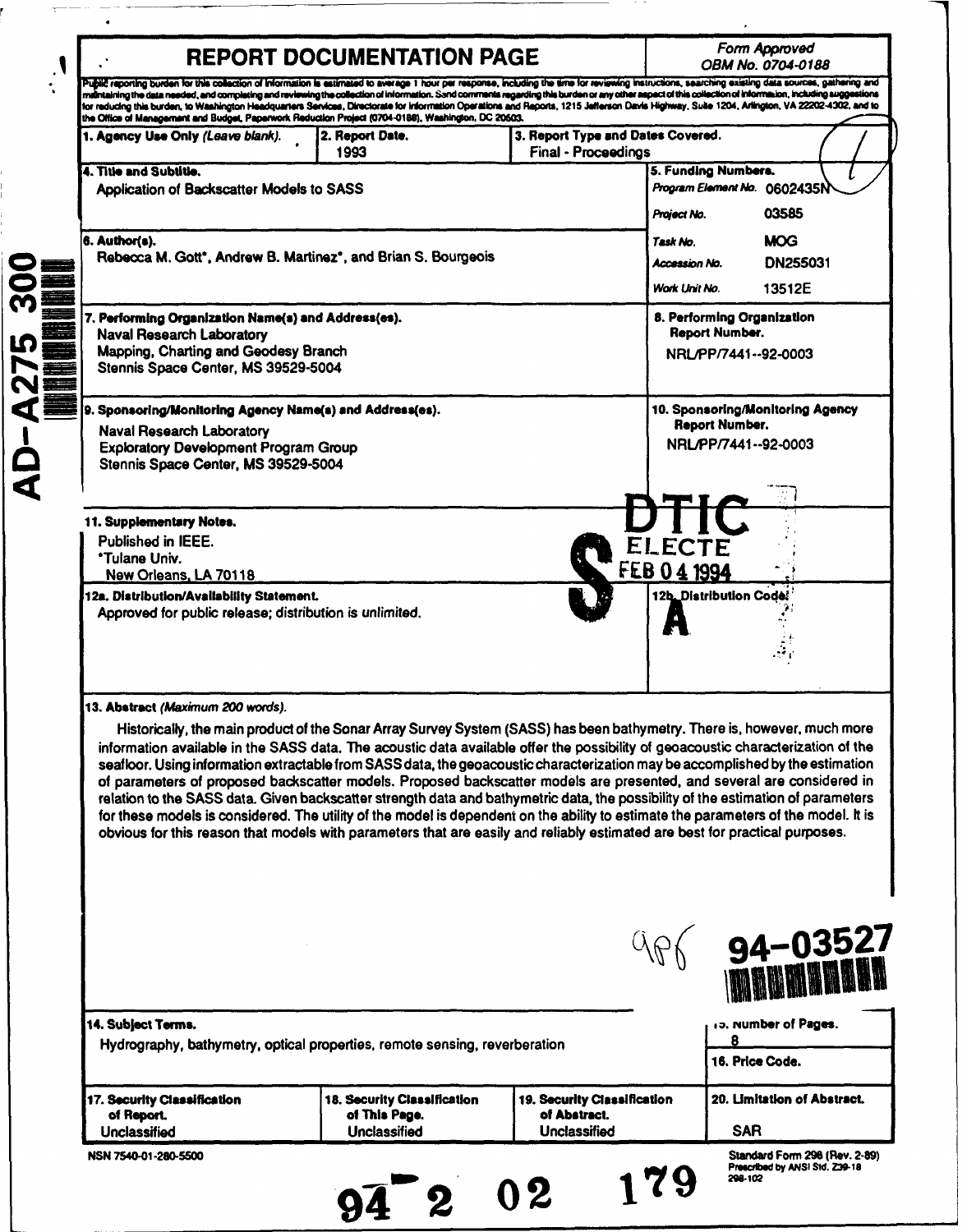# REPORT DOCUMENTATION PAGE

*Form Approved*
*OBM No. 0704-0188*

Public reporting burden for this collection of information is estimated to average 1 hour per response, including the time for reviewing instructions, searching existing data sources, gathering and maintaining the data needed, and completing and reviewing the collection of information. Send comments regarding this burden or any other aspect of this collection of information, including suggestions for reducing this burden, to Washington Headquarters Services, Directorate for Information Operations and Reports, 1215 Jefferson Davis Highway, Suite 1204, Arlington, VA 22202-4302, and to the Office of Management and Budget, Paperwork Reduction Project (0704-0188), Washington, DC 20503.

**1. Agency Use Only** *(Leave blank).*

**2. Report Date.**
1993

**3. Report Type and Dates Covered.**
Final - Proceedings

**4. Title and Subtitle.**
Application of Backscatter Models to SASS

**5. Funding Numbers.**
*Program Element No.* 0602435N
*Project No.* 03585
*Task No.* MOG
*Accession No.* DN255031
*Work Unit No.* 13512E

**6. Author(s).**
Rebecca M. Gott*, Andrew B. Martinez*, and Brian S. Bourgeois

**7. Performing Organization Name(s) and Address(es).**
Naval Research Laboratory
Mapping, Charting and Geodesy Branch
Stennis Space Center, MS 39529-5004

**8. Performing Organization Report Number.**
NRL/PP/7441--92-0003

**9. Sponsoring/Monitoring Agency Name(s) and Address(es).**
Naval Research Laboratory
Exploratory Development Program Group
Stennis Space Center, MS 39529-5004

**10. Sponsoring/Monitoring Agency Report Number.**
NRL/PP/7441--92-0003

**11. Supplementary Notes.**
Published in IEEE.
*Tulane Univ.
New Orleans, LA 70118

DTIC ELECTE FEB 04 1994

**12a. Distribution/Availability Statement.**
Approved for public release; distribution is unlimited.

**12b. Distribution Code.**
A

**13. Abstract** *(Maximum 200 words).*

Historically, the main product of the Sonar Array Survey System (SASS) has been bathymetry. There is, however, much more information available in the SASS data. The acoustic data available offer the possibility of geoacoustic characterization of the seafloor. Using information extractable from SASS data, the geoacoustic characterization may be accomplished by the estimation of parameters of proposed backscatter models. Proposed backscatter models are presented, and several are considered in relation to the SASS data. Given backscatter strength data and bathymetric data, the possibility of the estimation of parameters for these models is considered. The utility of the model is dependent on the ability to estimate the parameters of the model. It is obvious for this reason that models with parameters that are easily and reliably estimated are best for practical purposes.

94-03527

**14. Subject Terms.**
Hydrography, bathymetry, optical properties, remote sensing, reverberation

**15. Number of Pages.**
8

**16. Price Code.**

| 17. Security Classification of Report. | 18. Security Classification of This Page. | 19. Security Classification of Abstract. | 20. Limitation of Abstract. |
|---|---|---|---|
| Unclassified | Unclassified | Unclassified | SAR |

NSN 7540-01-280-5500

Standard Form 298 (Rev. 2-89)
Prescribed by ANSI Std. Z39-18
298-102

94 2 02 179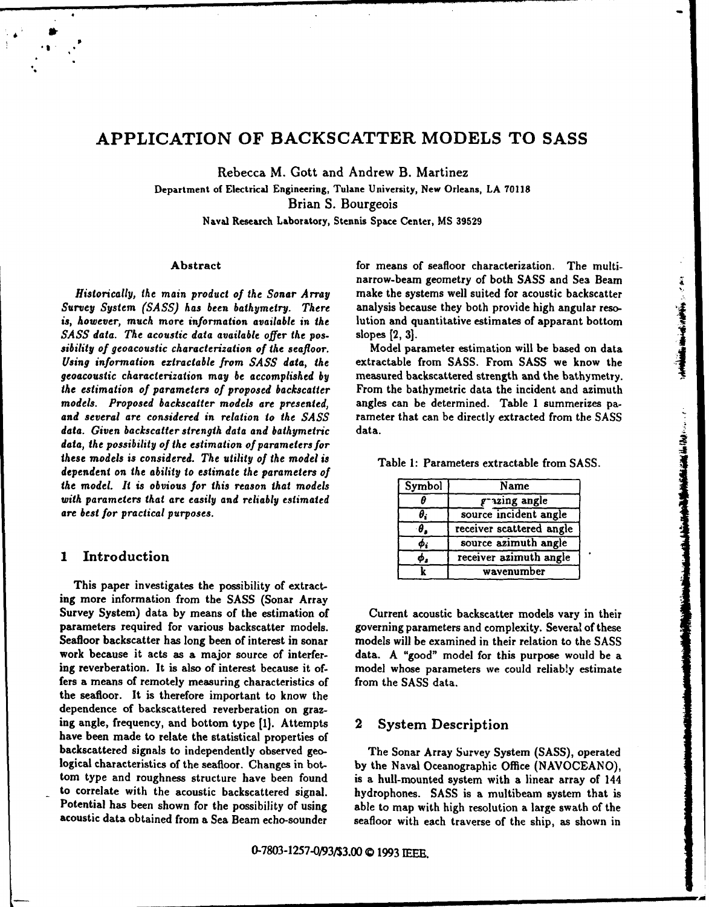# APPLICATION OF BACKSCATTER MODELS TO SASS

Rebecca M. Gott and Andrew B. Martinez

Department of Electrical Engineering, Tulane University, New Orleans, LA 70118

Brian S. Bourgeois

Naval Research Laboratory, Stennis Space Center, MS 39529

### Abstract

*Historically, the main product of the Sonar Array Survey System (SASS) has been bathymetry. There is, however, much more information available in the SASS data. The acoustic data available offer the possibility of geoacoustic characterization of the seafloor. Using information extractable from SASS data, the geoacoustic characterization may be accomplished by the estimation of parameters of proposed backscatter models. Proposed backscatter models are presented, and several are considered in relation to the SASS data. Given backscatter strength data and bathymetric data, the possibility of the estimation of parameters for these models is considered. The utility of the model is dependent on the ability to estimate the parameters of the model. It is obvious for this reason that models with parameters that are easily and reliably estimated are best for practical purposes.*

## 1 Introduction

This paper investigates the possibility of extracting more information from the SASS (Sonar Array Survey System) data by means of the estimation of parameters required for various backscatter models. Seafloor backscatter has long been of interest in sonar work because it acts as a major source of interfering reverberation. It is also of interest because it offers a means of remotely measuring characteristics of the seafloor. It is therefore important to know the dependence of backscattered reverberation on grazing angle, frequency, and bottom type [1]. Attempts have been made to relate the statistical properties of backscattered signals to independently observed geological characteristics of the seafloor. Changes in bottom type and roughness structure have been found to correlate with the acoustic backscattered signal. Potential has been shown for the possibility of using acoustic data obtained from a Sea Beam echo-sounder for means of seafloor characterization. The multi-narrow-beam geometry of both SASS and Sea Beam make the systems well suited for acoustic backscatter analysis because they both provide high angular resolution and quantitative estimates of apparent bottom slopes [2, 3].

Model parameter estimation will be based on data extractable from SASS. From SASS we know the measured backscattered strength and the bathymetry. From the bathymetric data the incident and azimuth angles can be determined. Table 1 summerizes parameter that can be directly extracted from the SASS data.

Table 1: Parameters extractable from SASS.

| Symbol | Name |
|---|---|
| $\theta$ | grazing angle |
| $\theta_i$ | source incident angle |
| $\theta_s$ | receiver scattered angle |
| $\phi_i$ | source azimuth angle |
| $\phi_s$ | receiver azimuth angle |
| k | wavenumber |

Current acoustic backscatter models vary in their governing parameters and complexity. Several of these models will be examined in their relation to the SASS data. A "good" model for this purpose would be a model whose parameters we could reliably estimate from the SASS data.

## 2 System Description

The Sonar Array Survey System (SASS), operated by the Naval Oceanographic Office (NAVOCEANO), is a hull-mounted system with a linear array of 144 hydrophones. SASS is a multibeam system that is able to map with high resolution a large swath of the seafloor with each traverse of the ship, as shown in

0-7803-1257-0/93/$3.00 © 1993 IEEE.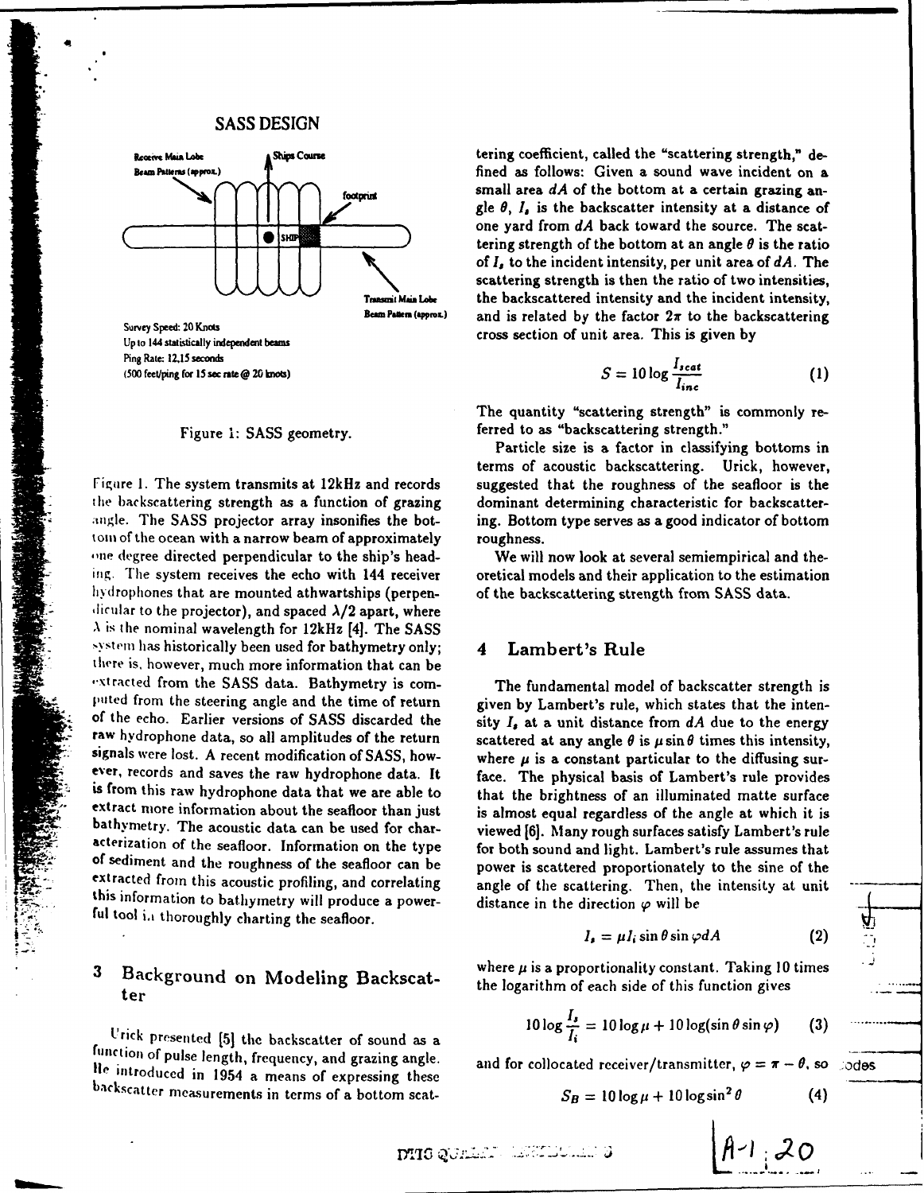SASS DESIGN

Receive Main Lobe Beam Patterns (approx.)

Ships Course

footprint

SHIP

Transmit Main Lobe Beam Pattern (approx.)

Survey Speed: 20 Knots
Up to 144 statistically independent beams
Ping Rate: 12,15 seconds
(500 feet/ping for 15 sec rate @ 20 knots)

Figure 1: SASS geometry.

Figure 1. The system transmits at 12kHz and records the backscattering strength as a function of grazing angle. The SASS projector array insonifies the bottom of the ocean with a narrow beam of approximately one degree directed perpendicular to the ship's heading. The system receives the echo with 144 receiver hydrophones that are mounted athwartships (perpendicular to the projector), and spaced $\lambda/2$ apart, where $\lambda$ is the nominal wavelength for 12kHz [4]. The SASS system has historically been used for bathymetry only; there is, however, much more information that can be extracted from the SASS data. Bathymetry is computed from the steering angle and the time of return of the echo. Earlier versions of SASS discarded the raw hydrophone data, so all amplitudes of the return signals were lost. A recent modification of SASS, however, records and saves the raw hydrophone data. It is from this raw hydrophone data that we are able to extract more information about the seafloor than just bathymetry. The acoustic data can be used for characterization of the seafloor. Information on the type of sediment and the roughness of the seafloor can be extracted from this acoustic profiling, and correlating this information to bathymetry will produce a powerful tool in thoroughly charting the seafloor.

## 3 Background on Modeling Backscatter

Urick presented [5] the backscatter of sound as a function of pulse length, frequency, and grazing angle. He introduced in 1954 a means of expressing these backscatter measurements in terms of a bottom scattering coefficient, called the "scattering strength," defined as follows: Given a sound wave incident on a small area $dA$ of the bottom at a certain grazing angle $\theta$, $I_s$ is the backscatter intensity at a distance of one yard from $dA$ back toward the source. The scattering strength of the bottom at an angle $\theta$ is the ratio of $I_s$ to the incident intensity, per unit area of $dA$. The scattering strength is then the ratio of two intensities, the backscattered intensity and the incident intensity, and is related by the factor $2\pi$ to the backscattering cross section of unit area. This is given by

$$S = 10 \log \frac{I_{scat}}{I_{inc}} \tag{1}$$

The quantity "scattering strength" is commonly referred to as "backscattering strength."

Particle size is a factor in classifying bottoms in terms of acoustic backscattering. Urick, however, suggested that the roughness of the seafloor is the dominant determining characteristic for backscattering. Bottom type serves as a good indicator of bottom roughness.

We will now look at several semiempirical and theoretical models and their application to the estimation of the backscattering strength from SASS data.

## 4 Lambert's Rule

The fundamental model of backscatter strength is given by Lambert's rule, which states that the intensity $I_s$ at a unit distance from $dA$ due to the energy scattered at any angle $\theta$ is $\mu \sin\theta$ times this intensity, where $\mu$ is a constant particular to the diffusing surface. The physical basis of Lambert's rule provides that the brightness of an illuminated matte surface is almost equal regardless of the angle at which it is viewed [6]. Many rough surfaces satisfy Lambert's rule for both sound and light. Lambert's rule assumes that power is scattered proportionately to the sine of the angle of the scattering. Then, the intensity at unit distance in the direction $\varphi$ will be

$$I_s = \mu I_i \sin\theta \sin\varphi dA \tag{2}$$

where $\mu$ is a proportionality constant. Taking 10 times the logarithm of each side of this function gives

$$10 \log \frac{I_s}{I_i} = 10 \log \mu + 10 \log(\sin\theta \sin\varphi) \tag{3}$$

and for collocated receiver/transmitter, $\varphi = \pi - \theta$, so

$$S_B = 10 \log \mu + 10 \log \sin^2 \theta \tag{4}$$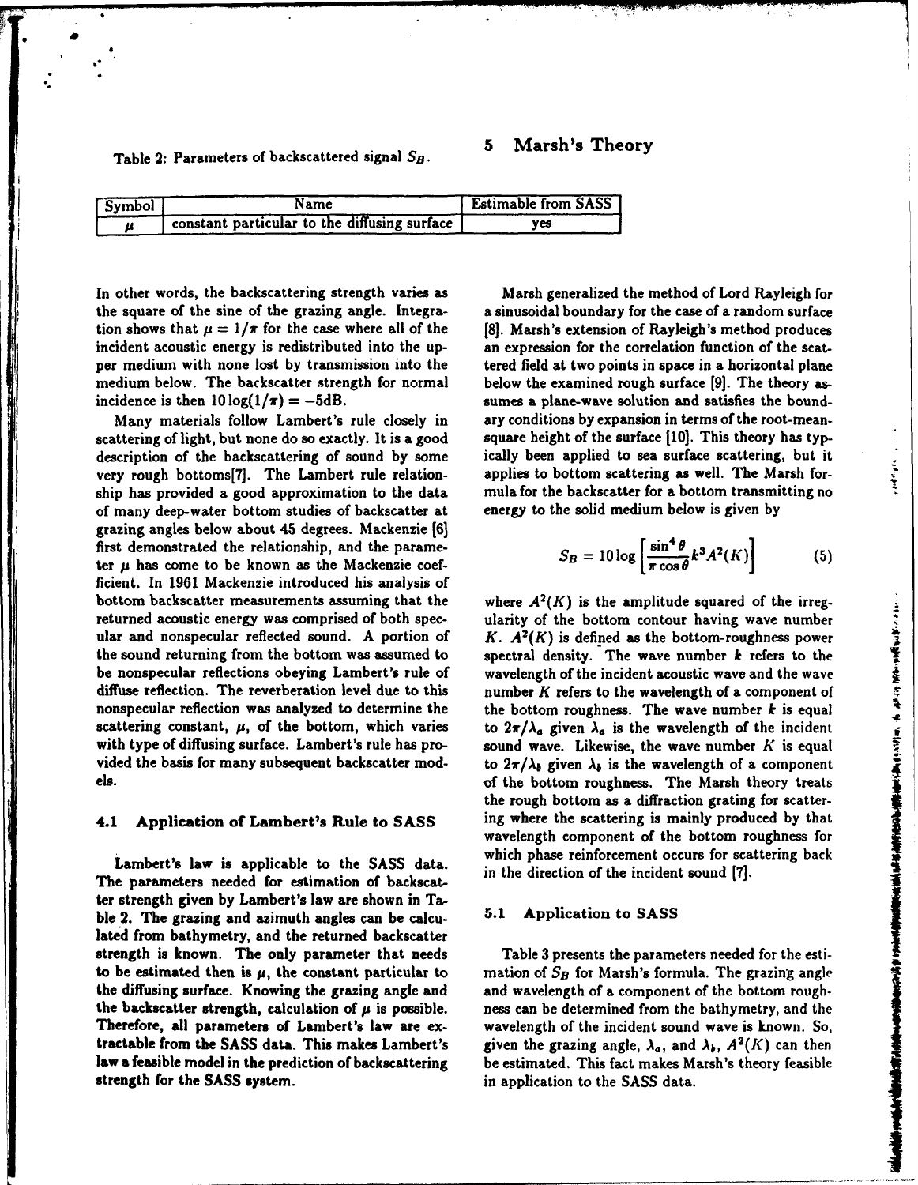Table 2: Parameters of backscattered signal $S_B$.

| Symbol | Name | Estimable from SASS |
|---|---|---|
| $\mu$ | constant particular to the diffusing surface | yes |

In other words, the backscattering strength varies as the square of the sine of the grazing angle. Integration shows that $\mu = 1/\pi$ for the case where all of the incident acoustic energy is redistributed into the upper medium with none lost by transmission into the medium below. The backscatter strength for normal incidence is then $10 \log(1/\pi) = -5$dB.

Many materials follow Lambert's rule closely in scattering of light, but none do so exactly. It is a good description of the backscattering of sound by some very rough bottoms[7]. The Lambert rule relationship has provided a good approximation to the data of many deep-water bottom studies of backscatter at grazing angles below about 45 degrees. Mackenzie [6] first demonstrated the relationship, and the parameter $\mu$ has come to be known as the Mackenzie coefficient. In 1961 Mackenzie introduced his analysis of bottom backscatter measurements assuming that the returned acoustic energy was comprised of both specular and nonspecular reflected sound. A portion of the sound returning from the bottom was assumed to be nonspecular reflections obeying Lambert's rule of diffuse reflection. The reverberation level due to this nonspecular reflection was analyzed to determine the scattering constant, $\mu$, of the bottom, which varies with type of diffusing surface. Lambert's rule has provided the basis for many subsequent backscatter models.

### 4.1 Application of Lambert's Rule to SASS

Lambert's law is applicable to the SASS data. The parameters needed for estimation of backscatter strength given by Lambert's law are shown in Table 2. The grazing and azimuth angles can be calculated from bathymetry, and the returned backscatter strength is known. The only parameter that needs to be estimated then is $\mu$, the constant particular to the diffusing surface. Knowing the grazing angle and the backscatter strength, calculation of $\mu$ is possible. Therefore, all parameters of Lambert's law are extractable from the SASS data. This makes Lambert's law a feasible model in the prediction of backscattering strength for the SASS system.

## 5 Marsh's Theory

Marsh generalized the method of Lord Rayleigh for a sinusoidal boundary for the case of a random surface [8]. Marsh's extension of Rayleigh's method produces an expression for the correlation function of the scattered field at two points in space in a horizontal plane below the examined rough surface [9]. The theory assumes a plane-wave solution and satisfies the boundary conditions by expansion in terms of the root-mean-square height of the surface [10]. This theory has typically been applied to sea surface scattering, but it applies to bottom scattering as well. The Marsh formula for the backscatter for a bottom transmitting no energy to the solid medium below is given by

$$S_B = 10 \log \left[ \frac{\sin^4 \theta}{\pi \cos \theta} k^3 A^2(K) \right] \tag{5}$$

where $A^2(K)$ is the amplitude squared of the irregularity of the bottom contour having wave number $K$. $A^2(K)$ is defined as the bottom-roughness power spectral density. The wave number $k$ refers to the wavelength of the incident acoustic wave and the wave number $K$ refers to the wavelength of a component of the bottom roughness. The wave number $k$ is equal to $2\pi/\lambda_a$ given $\lambda_a$ is the wavelength of the incident sound wave. Likewise, the wave number $K$ is equal to $2\pi/\lambda_b$ given $\lambda_b$ is the wavelength of a component of the bottom roughness. The Marsh theory treats the rough bottom as a diffraction grating for scattering where the scattering is mainly produced by that wavelength component of the bottom roughness for which phase reinforcement occurs for scattering back in the direction of the incident sound [7].

### 5.1 Application to SASS

Table 3 presents the parameters needed for the estimation of $S_B$ for Marsh's formula. The grazing angle and wavelength of a component of the bottom roughness can be determined from the bathymetry, and the wavelength of the incident sound wave is known. So, given the grazing angle, $\lambda_a$, and $\lambda_b$, $A^2(K)$ can then be estimated. This fact makes Marsh's theory feasible in application to the SASS data.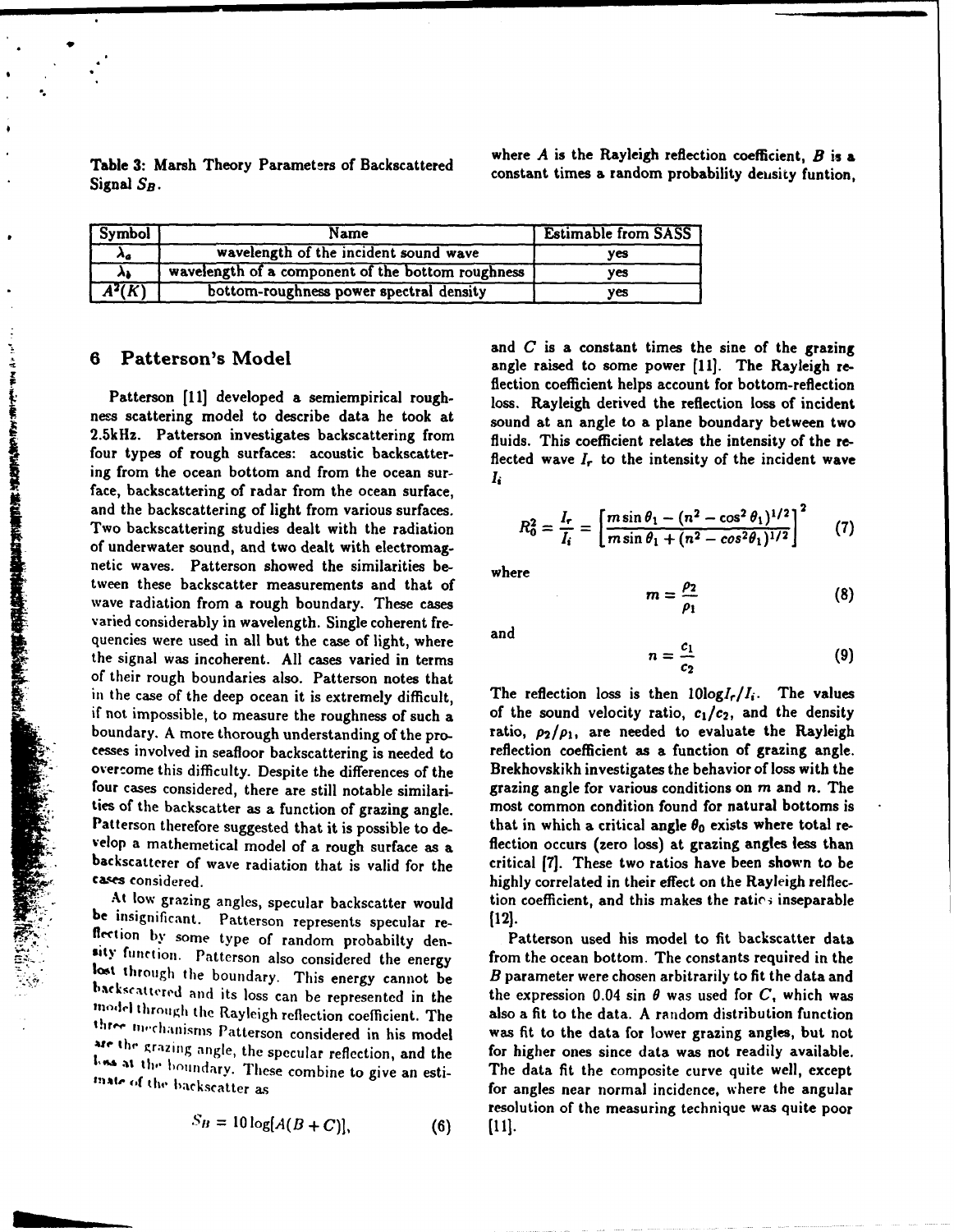Table 3: Marsh Theory Parameters of Backscattered Signal $S_B$.

| Symbol | Name | Estimable from SASS |
|---|---|---|
| $\lambda_a$ | wavelength of the incident sound wave | yes |
| $\lambda_b$ | wavelength of a component of the bottom roughness | yes |
| $A^2(K)$ | bottom-roughness power spectral density | yes |

## 6 Patterson's Model

Patterson [11] developed a semiempirical roughness scattering model to describe data he took at 2.5kHz. Patterson investigates backscattering from four types of rough surfaces: acoustic backscattering from the ocean bottom and from the ocean surface, backscattering of radar from the ocean surface, and the backscattering of light from various surfaces. Two backscattering studies dealt with the radiation of underwater sound, and two dealt with electromagnetic waves. Patterson showed the similarities between these backscatter measurements and that of wave radiation from a rough boundary. These cases varied considerably in wavelength. Single coherent frequencies were used in all but the case of light, where the signal was incoherent. All cases varied in terms of their rough boundaries also. Patterson notes that in the case of the deep ocean it is extremely difficult, if not impossible, to measure the roughness of such a boundary. A more thorough understanding of the processes involved in seafloor backscattering is needed to overcome this difficulty. Despite the differences of the four cases considered, there are still notable similarities of the backscatter as a function of grazing angle. Patterson therefore suggested that it is possible to develop a mathematical model of a rough surface as a backscatterer of wave radiation that is valid for the cases considered.

At low grazing angles, specular backscatter would be insignificant. Patterson represents specular reflection by some type of random probabilty density function. Patterson also considered the energy lost through the boundary. This energy cannot be backscattered and its loss can be represented in the model through the Rayleigh reflection coefficient. The three mechanisms Patterson considered in his model are the grazing angle, the specular reflection, and the loss at the boundary. These combine to give an estimate of the backscatter as

$$S_B = 10\log[A(B+C)], \tag{6}$$

where $A$ is the Rayleigh reflection coefficient, $B$ is a constant times a random probability density funtion, and $C$ is a constant times the sine of the grazing angle raised to some power [11]. The Rayleigh reflection coefficient helps account for bottom-reflection loss. Rayleigh derived the reflection loss of incident sound at an angle to a plane boundary between two fluids. This coefficient relates the intensity of the reflected wave $I_r$ to the intensity of the incident wave $I_i$

$$R_0^2 = \frac{I_r}{I_i} = \left[\frac{m\sin\theta_1 - (n^2-\cos^2\theta_1)^{1/2}}{m\sin\theta_1 + (n^2-cos^2\theta_1)^{1/2}}\right]^2 \tag{7}$$

where

$$m = \frac{\rho_2}{\rho_1} \tag{8}$$

and

$$n = \frac{c_1}{c_2} \tag{9}$$

The reflection loss is then $10\log I_r/I_i$. The values of the sound velocity ratio, $c_1/c_2$, and the density ratio, $\rho_2/\rho_1$, are needed to evaluate the Rayleigh reflection coefficient as a function of grazing angle. Brekhovskikh investigates the behavior of loss with the grazing angle for various conditions on $m$ and $n$. The most common condition found for natural bottoms is that in which a critical angle $\theta_0$ exists where total reflection occurs (zero loss) at grazing angles less than critical [7]. These two ratios have been shown to be highly correlated in their effect on the Rayleigh relfection coefficient, and this makes the ratios inseparable [12].

Patterson used his model to fit backscatter data from the ocean bottom. The constants required in the $B$ parameter were chosen arbitrarily to fit the data and the expression $0.04\sin\theta$ was used for $C$, which was also a fit to the data. A random distribution function was fit to the data for lower grazing angles, but not for higher ones since data was not readily available. The data fit the composite curve quite well, except for angles near normal incidence, where the angular resolution of the measuring technique was quite poor [11].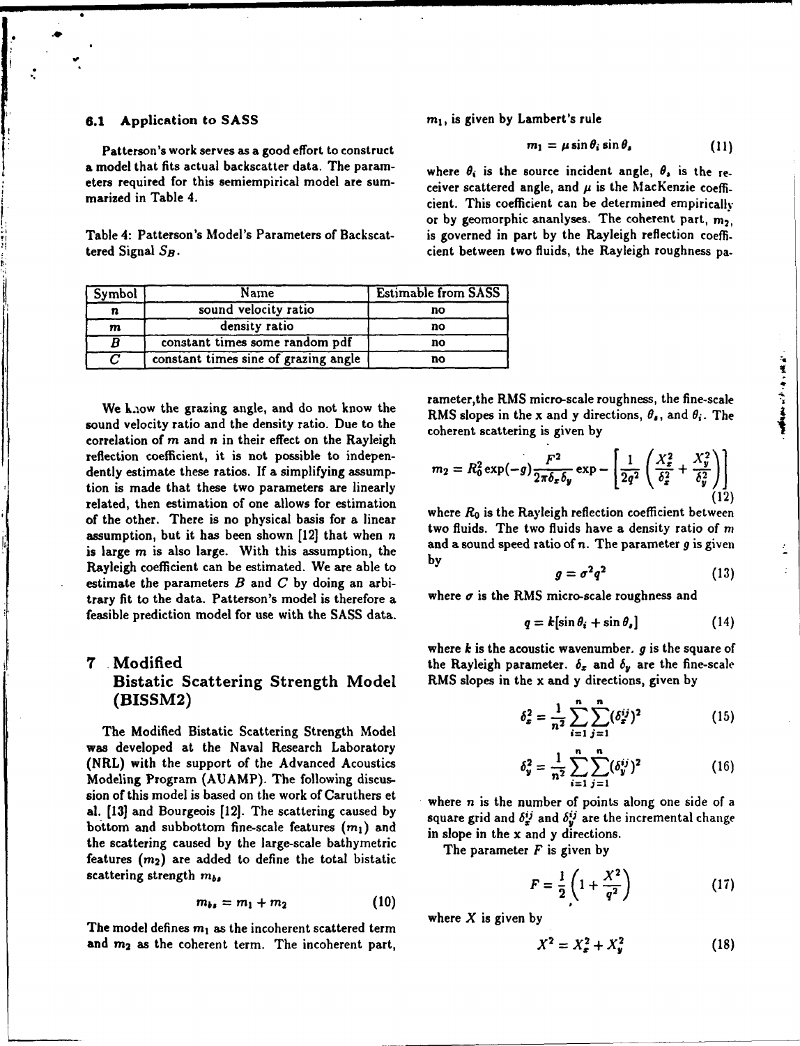### 6.1 Application to SASS

Patterson's work serves as a good effort to construct a model that fits actual backscatter data. The parameters required for this semiempirical model are summarized in Table 4.

Table 4: Patterson's Model's Parameters of Backscattered Signal $S_B$.

| Symbol | Name | Estimable from SASS |
|---|---|---|
| $n$ | sound velocity ratio | no |
| $m$ | density ratio | no |
| $B$ | constant times some random pdf | no |
| $C$ | constant times sine of grazing angle | no |

We know the grazing angle, and do not know the sound velocity ratio and the density ratio. Due to the correlation of $m$ and $n$ in their effect on the Rayleigh reflection coefficient, it is not possible to independently estimate these ratios. If a simplifying assumption is made that these two parameters are linearly related, then estimation of one allows for estimation of the other. There is no physical basis for a linear assumption, but it has been shown [12] that when $n$ is large $m$ is also large. With this assumption, the Rayleigh coefficient can be estimated. We are able to estimate the parameters $B$ and $C$ by doing an arbitrary fit to the data. Patterson's model is therefore a feasible prediction model for use with the SASS data.

## 7 Modified Bistatic Scattering Strength Model (BISSM2)

The Modified Bistatic Scattering Strength Model was developed at the Naval Research Laboratory (NRL) with the support of the Advanced Acoustics Modeling Program (AUAMP). The following discussion of this model is based on the work of Caruthers et al. [13] and Bourgeois [12]. The scattering caused by bottom and subbottom fine-scale features ($m_1$) and the scattering caused by the large-scale bathymetric features ($m_2$) are added to define the total bistatic scattering strength $m_{bs}$

$$m_{bs} = m_1 + m_2 \tag{10}$$

The model defines $m_1$ as the incoherent scattered term and $m_2$ as the coherent term. The incoherent part, $m_1$, is given by Lambert's rule

$$m_1 = \mu \sin\theta_i \sin\theta_s \tag{11}$$

where $\theta_i$ is the source incident angle, $\theta_s$ is the receiver scattered angle, and $\mu$ is the MacKenzie coefficient. This coefficient can be determined empirically or by geomorphic ananlyses. The coherent part, $m_2$, is governed in part by the Rayleigh reflection coefficient between two fluids, the Rayleigh roughness parameter,the RMS micro-scale roughness, the fine-scale RMS slopes in the x and y directions, $\theta_s$, and $\theta_i$. The coherent scattering is given by

$$m_2 = R_0^2 \exp(-g) \frac{F^2}{2\pi\delta_x\delta_y} \exp - \left[ \frac{1}{2q^2} \left( \frac{X_x^2}{\delta_x^2} + \frac{X_y^2}{\delta_y^2} \right) \right] \tag{12}$$

where $R_0$ is the Rayleigh reflection coefficient between two fluids. The two fluids have a density ratio of $m$ and a sound speed ratio of $n$. The parameter $g$ is given by

$$g = \sigma^2 q^2 \tag{13}$$

where $\sigma$ is the RMS micro-scale roughness and

$$q = k[\sin\theta_i + \sin\theta_s] \tag{14}$$

where $k$ is the acoustic wavenumber. $g$ is the square of the Rayleigh parameter. $\delta_x$ and $\delta_y$ are the fine-scale RMS slopes in the x and y directions, given by

$$\delta_x^2 = \frac{1}{n^2} \sum_{i=1}^{n} \sum_{j=1}^{n} (\delta_x^{ij})^2 \tag{15}$$

$$\delta_y^2 = \frac{1}{n^2} \sum_{i=1}^{n} \sum_{j=1}^{n} (\delta_y^{ij})^2 \tag{16}$$

where $n$ is the number of points along one side of a square grid and $\delta_x^{ij}$ and $\delta_y^{ij}$ are the incremental change in slope in the x and y directions.

The parameter $F$ is given by

$$F = \frac{1}{2} \left( 1 + \frac{X^2}{q^2} \right) \tag{17}$$

where $X$ is given by

$$X^2 = X_x^2 + X_y^2 \tag{18}$$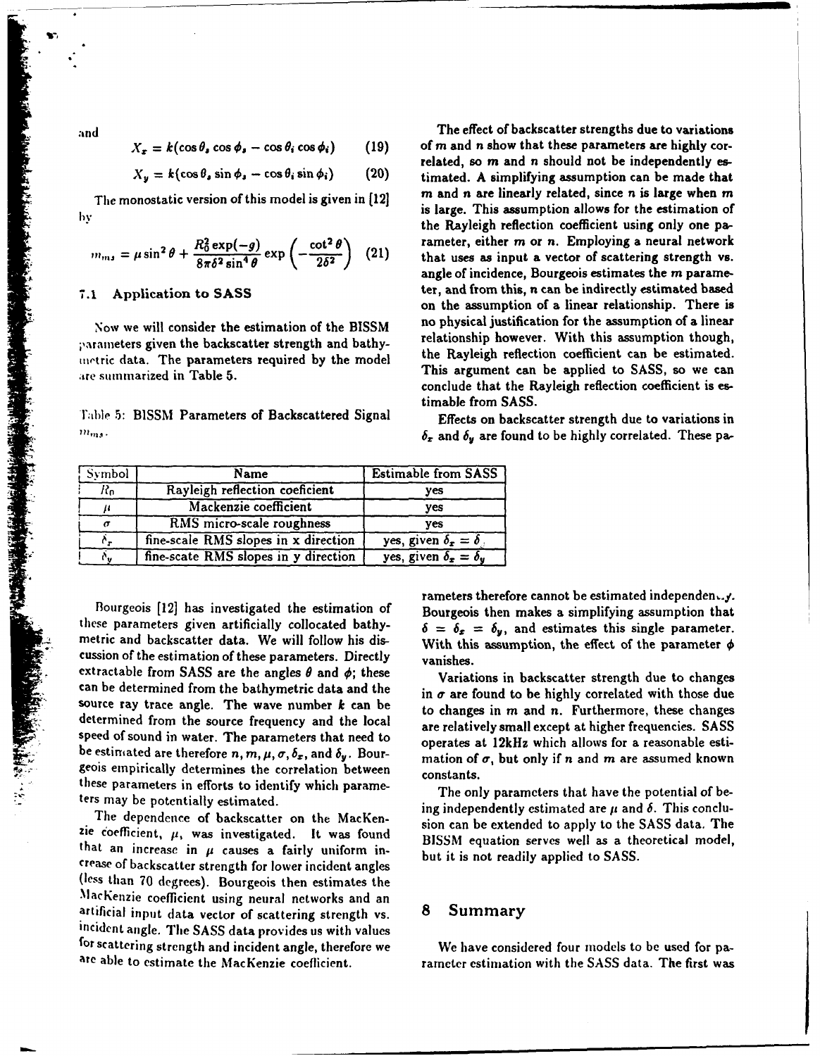and

$$X_x = k(\cos\theta_s \cos\phi_s - \cos\theta_i \cos\phi_i) \quad (19)$$

$$X_y = k(\cos\theta_s \sin\phi_s - \cos\theta_i \sin\phi_i) \quad (20)$$

The monostatic version of this model is given in [12] by

$$m_{ms} = \mu \sin^2\theta + \frac{R_0^2 \exp(-g)}{8\pi\delta^2 \sin^4\theta} \exp\left(-\frac{\cot^2\theta}{2\delta^2}\right) \quad (21)$$

### 7.1 Application to SASS

Now we will consider the estimation of the BISSM parameters given the backscatter strength and bathymetric data. The parameters required by the model are summarized in Table 5.

Table 5: BISSM Parameters of Backscattered Signal $m_{ms}$.

| Symbol | Name | Estimable from SASS |
| --- | --- | --- |
| $R_0$ | Rayleigh reflection coeficient | yes |
| $\mu$ | Mackenzie coefficient | yes |
| $\sigma$ | RMS micro-scale roughness | yes |
| $\delta_x$ | fine-scale RMS slopes in x direction | yes, given $\delta_x = \delta$ |
| $\delta_y$ | fine-scate RMS slopes in y direction | yes, given $\delta_x = \delta_y$ |

Bourgeois [12] has investigated the estimation of these parameters given artificially collocated bathymetric and backscatter data. We will follow his discussion of the estimation of these parameters. Directly extractable from SASS are the angles $\theta$ and $\phi$; these can be determined from the bathymetric data and the source ray trace angle. The wave number $k$ can be determined from the source frequency and the local speed of sound in water. The parameters that need to be estimated are therefore $n, m, \mu, \sigma, \delta_x$, and $\delta_y$. Bourgeois empirically determines the correlation between these parameters in efforts to identify which parameters may be potentially estimated.

The dependence of backscatter on the MacKenzie coefficient, $\mu$, was investigated. It was found that an increase in $\mu$ causes a fairly uniform increase of backscatter strength for lower incident angles (less than 70 degrees). Bourgeois then estimates the MacKenzie coefficient using neural networks and an artificial input data vector of scattering strength vs. incident angle. The SASS data provides us with values for scattering strength and incident angle, therefore we are able to estimate the MacKenzie coefficient.

The effect of backscatter strengths due to variations of $m$ and $n$ show that these parameters are highly correlated, so $m$ and $n$ should not be independently estimated. A simplifying assumption can be made that $m$ and $n$ are linearly related, since $n$ is large when $m$ is large. This assumption allows for the estimation of the Rayleigh reflection coefficient using only one parameter, either $m$ or $n$. Employing a neural network that uses as input a vector of scattering strength vs. angle of incidence, Bourgeois estimates the $m$ parameter, and from this, $n$ can be indirectly estimated based on the assumption of a linear relationship. There is no physical justification for the assumption of a linear relationship however. With this assumption though, the Rayleigh reflection coefficient can be estimated. This argument can be applied to SASS, so we can conclude that the Rayleigh reflection coefficient is estimable from SASS.

Effects on backscatter strength due to variations in $\delta_x$ and $\delta_y$ are found to be highly correlated. These parameters therefore cannot be estimated independently. Bourgeois then makes a simplifying assumption that $\delta = \delta_x = \delta_y$, and estimates this single parameter. With this assumption, the effect of the parameter $\phi$ vanishes.

Variations in backscatter strength due to changes in $\sigma$ are found to be highly correlated with those due to changes in $m$ and $n$. Furthermore, these changes are relatively small except at higher frequencies. SASS operates at 12kHz which allows for a reasonable estimation of $\sigma$, but only if $n$ and $m$ are assumed known constants.

The only parameters that have the potential of being independently estimated are $\mu$ and $\delta$. This conclusion can be extended to apply to the SASS data. The BISSM equation serves well as a theoretical model, but it is not readily applied to SASS.

## 8 Summary

We have considered four models to be used for parameter estimation with the SASS data. The first was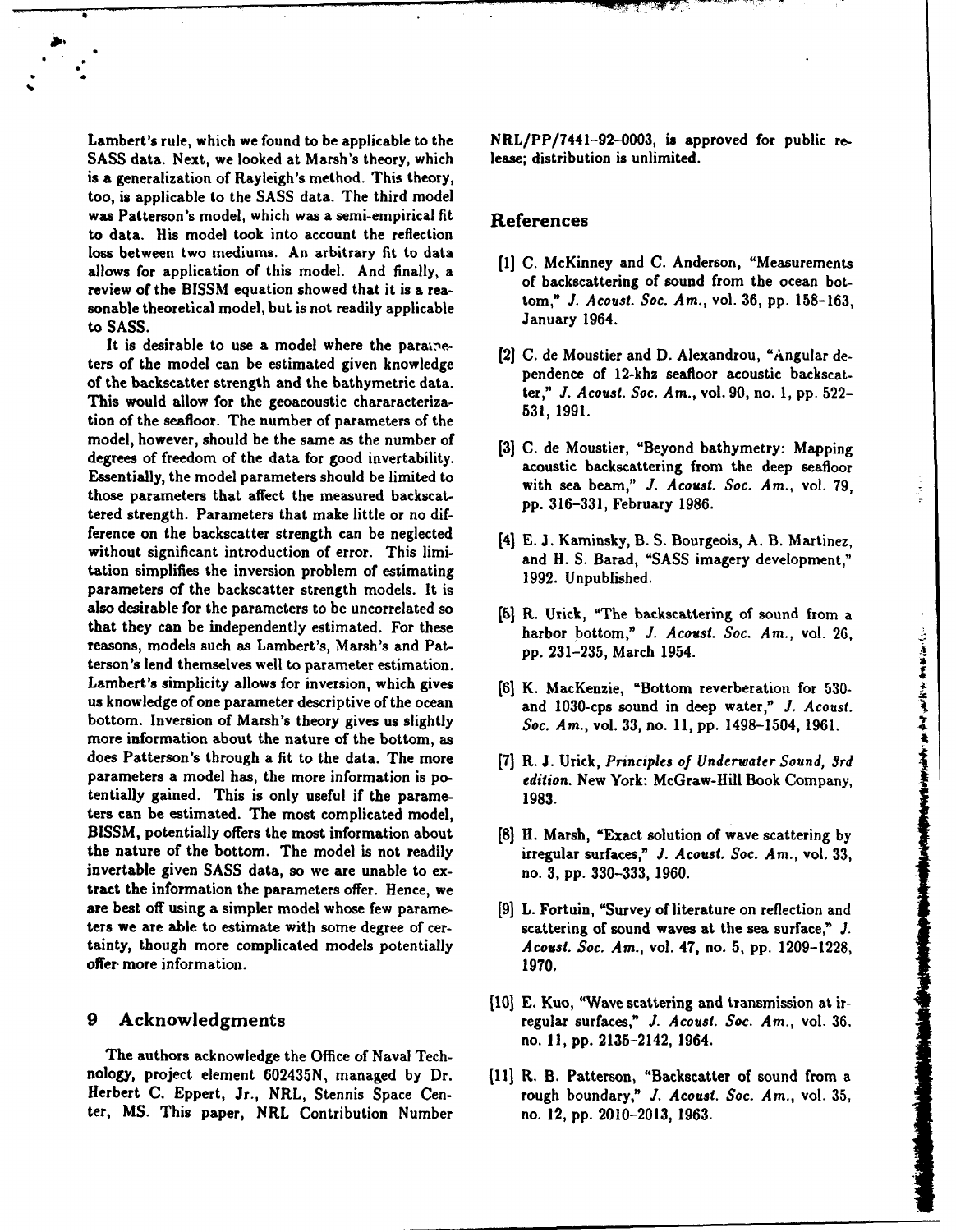Lambert's rule, which we found to be applicable to the SASS data. Next, we looked at Marsh's theory, which is a generalization of Rayleigh's method. This theory, too, is applicable to the SASS data. The third model was Patterson's model, which was a semi-empirical fit to data. His model took into account the reflection loss between two mediums. An arbitrary fit to data allows for application of this model. And finally, a review of the BISSM equation showed that it is a reasonable theoretical model, but is not readily applicable to SASS.

It is desirable to use a model where the parameters of the model can be estimated given knowledge of the backscatter strength and the bathymetric data. This would allow for the geoacoustic chararacterization of the seafloor. The number of parameters of the model, however, should be the same as the number of degrees of freedom of the data for good invertability. Essentially, the model parameters should be limited to those parameters that affect the measured backscattered strength. Parameters that make little or no difference on the backscatter strength can be neglected without significant introduction of error. This limitation simplifies the inversion problem of estimating parameters of the backscatter strength models. It is also desirable for the parameters to be uncorrelated so that they can be independently estimated. For these reasons, models such as Lambert's, Marsh's and Patterson's lend themselves well to parameter estimation. Lambert's simplicity allows for inversion, which gives us knowledge of one parameter descriptive of the ocean bottom. Inversion of Marsh's theory gives us slightly more information about the nature of the bottom, as does Patterson's through a fit to the data. The more parameters a model has, the more information is potentially gained. This is only useful if the parameters can be estimated. The most complicated model, BISSM, potentially offers the most information about the nature of the bottom. The model is not readily invertable given SASS data, so we are unable to extract the information the parameters offer. Hence, we are best off using a simpler model whose few parameters we are able to estimate with some degree of certainty, though more complicated models potentially offer more information.

## 9 Acknowledgments

The authors acknowledge the Office of Naval Technology, project element 602435N, managed by Dr. Herbert C. Eppert, Jr., NRL, Stennis Space Center, MS. This paper, NRL Contribution Number NRL/PP/7441-92-0003, is approved for public release; distribution is unlimited.

## References

[1] C. McKinney and C. Anderson, "Measurements of backscattering of sound from the ocean bottom," *J. Acoust. Soc. Am.*, vol. 36, pp. 158–163, January 1964.

[2] C. de Moustier and D. Alexandrou, "Angular dependence of 12-khz seafloor acoustic backscatter," *J. Acoust. Soc. Am.*, vol. 90, no. 1, pp. 522–531, 1991.

[3] C. de Moustier, "Beyond bathymetry: Mapping acoustic backscattering from the deep seafloor with sea beam," *J. Acoust. Soc. Am.*, vol. 79, pp. 316–331, February 1986.

[4] E. J. Kaminsky, B. S. Bourgeois, A. B. Martinez, and H. S. Barad, "SASS imagery development," 1992. Unpublished.

[5] R. Urick, "The backscattering of sound from a harbor bottom," *J. Acoust. Soc. Am.*, vol. 26, pp. 231–235, March 1954.

[6] K. MacKenzie, "Bottom reverberation for 530- and 1030-cps sound in deep water," *J. Acoust. Soc. Am.*, vol. 33, no. 11, pp. 1498–1504, 1961.

[7] R. J. Urick, *Principles of Underwater Sound, 3rd edition*. New York: McGraw-Hill Book Company, 1983.

[8] H. Marsh, "Exact solution of wave scattering by irregular surfaces," *J. Acoust. Soc. Am.*, vol. 33, no. 3, pp. 330–333, 1960.

[9] L. Fortuin, "Survey of literature on reflection and scattering of sound waves at the sea surface," *J. Acoust. Soc. Am.*, vol. 47, no. 5, pp. 1209–1228, 1970.

[10] E. Kuo, "Wave scattering and transmission at irregular surfaces," *J. Acoust. Soc. Am.*, vol. 36, no. 11, pp. 2135–2142, 1964.

[11] R. B. Patterson, "Backscatter of sound from a rough boundary," *J. Acoust. Soc. Am.*, vol. 35, no. 12, pp. 2010–2013, 1963.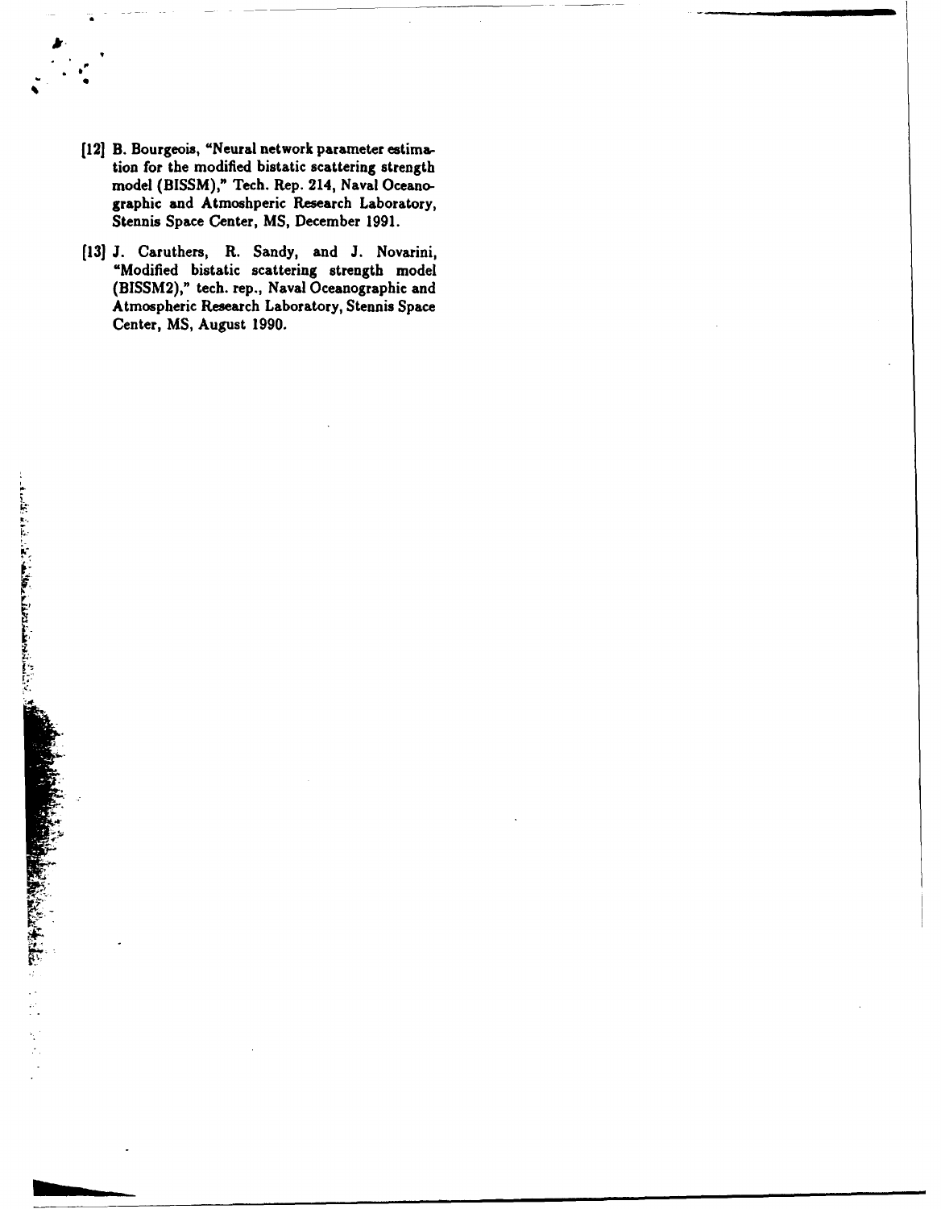[12] B. Bourgeois, "Neural network parameter estimation for the modified bistatic scattering strength model (BISSM)," Tech. Rep. 214, Naval Oceanographic and Atmoshperic Research Laboratory, Stennis Space Center, MS, December 1991.

[13] J. Caruthers, R. Sandy, and J. Novarini, "Modified bistatic scattering strength model (BISSM2)," tech. rep., Naval Oceanographic and Atmospheric Research Laboratory, Stennis Space Center, MS, August 1990.